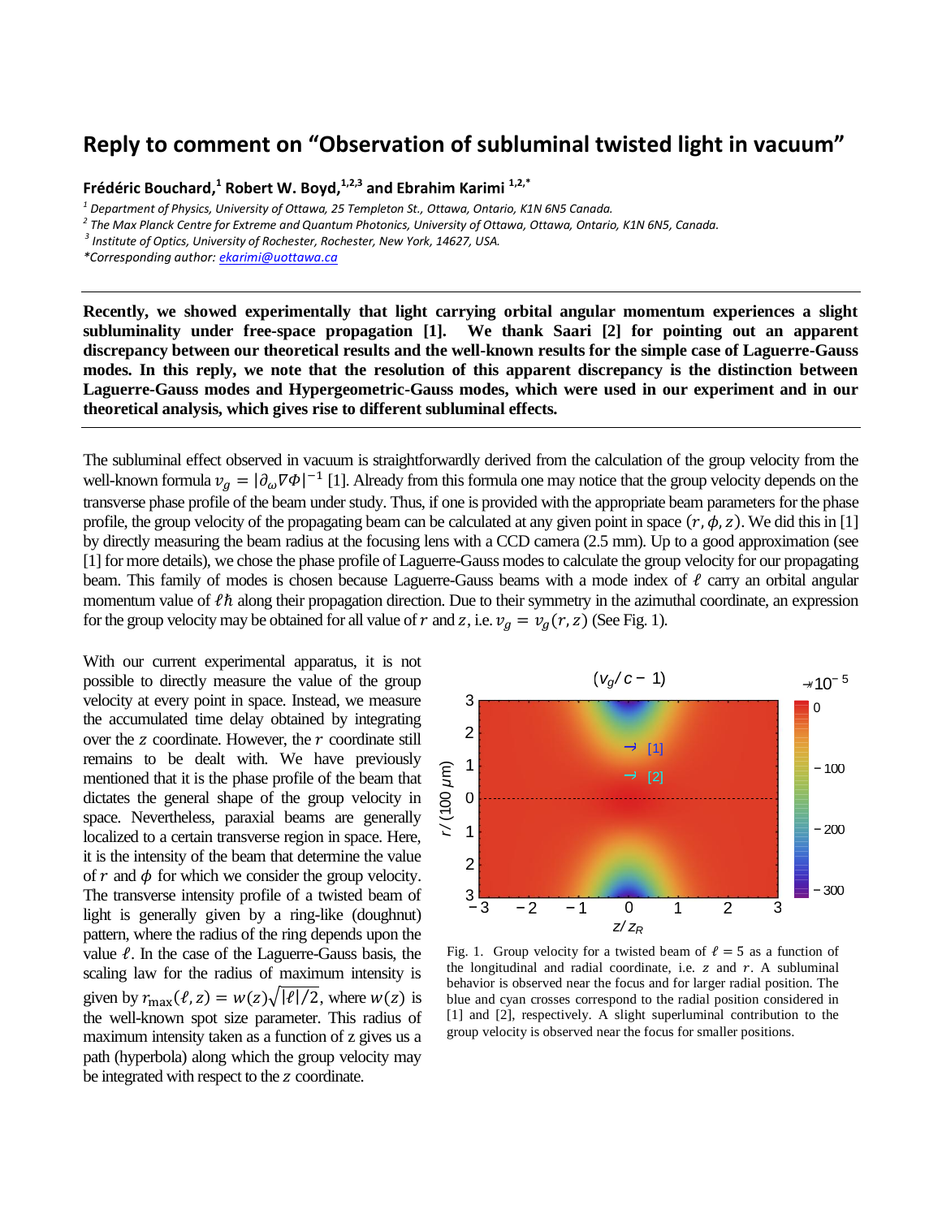# Reply to comment on "Observation of subluminal twisted light in vacuum"

**Frédéric Bouchard,[1] Robert W. Boyd,[1,2,3] and Ebrahim Karimi [1,2,*]**

[1] *Department of Physics, University of Ottawa, 25 Templeton St., Ottawa, Ontario, K1N 6N5 Canada.*
[2] *The Max Planck Centre for Extreme and Quantum Photonics, University of Ottawa, Ottawa, Ontario, K1N 6N5, Canada.*
[3] *Institute of Optics, University of Rochester, Rochester, New York, 14627, USA.*
*\*Corresponding author: ekarimi@uottawa.ca*

---

**Recently, we showed experimentally that light carrying orbital angular momentum experiences a slight subluminality under free-space propagation [1]. We thank Saari [2] for pointing out an apparent discrepancy between our theoretical results and the well-known results for the simple case of Laguerre-Gauss modes. In this reply, we note that the resolution of this apparent discrepancy is the distinction between Laguerre-Gauss modes and Hypergeometric-Gauss modes, which were used in our experiment and in our theoretical analysis, which gives rise to different subluminal effects.**

---

The subluminal effect observed in vacuum is straightforwardly derived from the calculation of the group velocity from the well-known formula $v_g = |\partial_\omega \nabla \Phi|^{-1}$ [1]. Already from this formula one may notice that the group velocity depends on the transverse phase profile of the beam under study. Thus, if one is provided with the appropriate beam parameters for the phase profile, the group velocity of the propagating beam can be calculated at any given point in space $(r, \phi, z)$. We did this in [1] by directly measuring the beam radius at the focusing lens with a CCD camera (2.5 mm). Up to a good approximation (see [1] for more details), we chose the phase profile of Laguerre-Gauss modes to calculate the group velocity for our propagating beam. This family of modes is chosen because Laguerre-Gauss beams with a mode index of $\ell$ carry an orbital angular momentum value of $\ell\hbar$ along their propagation direction. Due to their symmetry in the azimuthal coordinate, an expression for the group velocity may be obtained for all value of $r$ and $z$, i.e. $v_g = v_g(r, z)$ (See Fig. 1).

With our current experimental apparatus, it is not possible to directly measure the value of the group velocity at every point in space. Instead, we measure the accumulated time delay obtained by integrating over the $z$ coordinate. However, the $r$ coordinate still remains to be dealt with. We have previously mentioned that it is the phase profile of the beam that dictates the general shape of the group velocity in space. Nevertheless, paraxial beams are generally localized to a certain transverse region in space. Here, it is the intensity of the beam that determine the value of $r$ and $\phi$ for which we consider the group velocity. The transverse intensity profile of a twisted beam of light is generally given by a ring-like (doughnut) pattern, where the radius of the ring depends upon the value $\ell$. In the case of the Laguerre-Gauss basis, the scaling law for the radius of maximum intensity is given by $r_{\max}(\ell, z) = w(z)\sqrt{|\ell|/2}$, where $w(z)$ is the well-known spot size parameter. This radius of maximum intensity taken as a function of z gives us a path (hyperbola) along which the group velocity may be integrated with respect to the $z$ coordinate.

Fig. 1. Group velocity for a twisted beam of $\ell = 5$ as a function of the longitudinal and radial coordinate, i.e. $z$ and $r$. A subluminal behavior is observed near the focus and for larger radial position. The blue and cyan crosses correspond to the radial position considered in [1] and [2], respectively. A slight superluminal contribution to the group velocity is observed near the focus for smaller positions.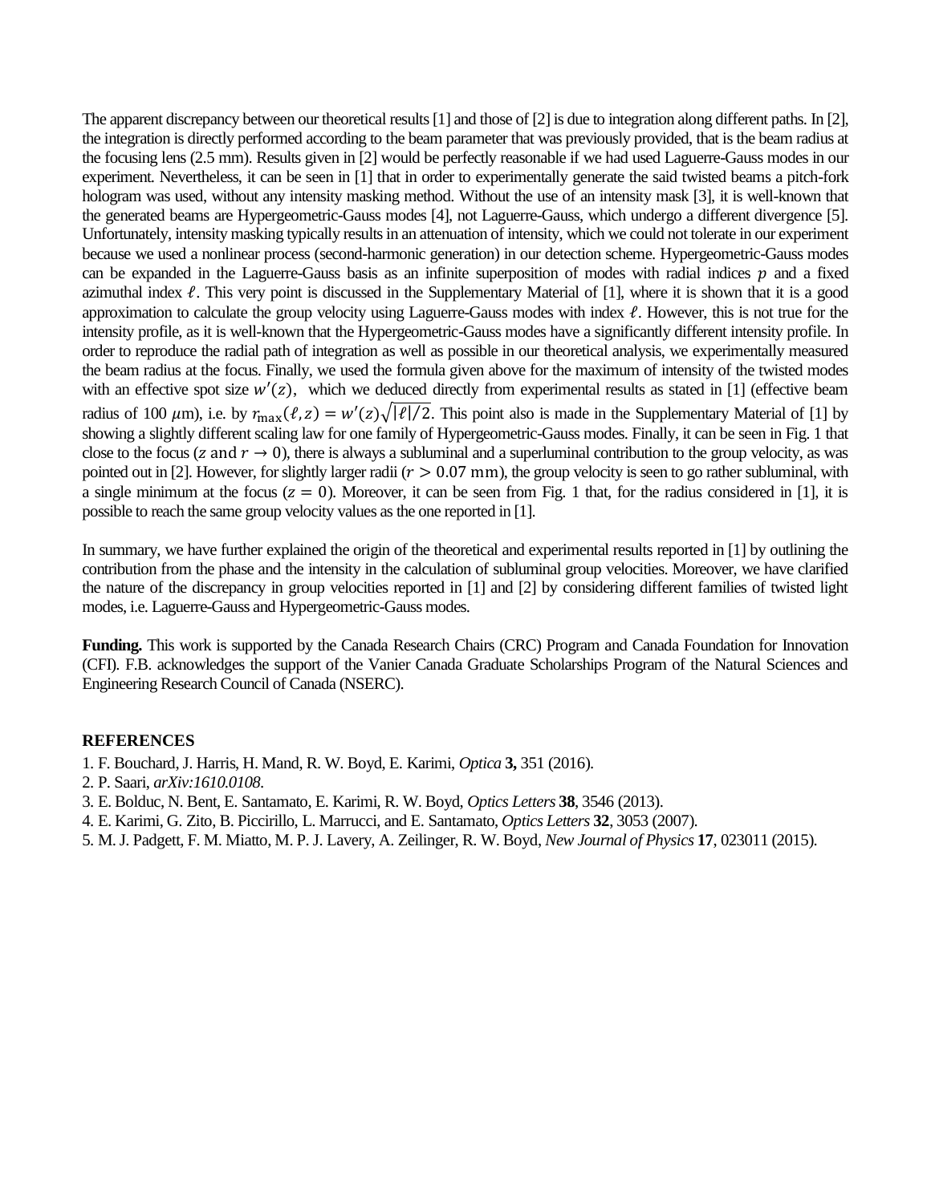The apparent discrepancy between our theoretical results [1] and those of [2] is due to integration along different paths. In [2], the integration is directly performed according to the beam parameter that was previously provided, that is the beam radius at the focusing lens (2.5 mm). Results given in [2] would be perfectly reasonable if we had used Laguerre-Gauss modes in our experiment. Nevertheless, it can be seen in [1] that in order to experimentally generate the said twisted beams a pitch-fork hologram was used, without any intensity masking method. Without the use of an intensity mask [3], it is well-known that the generated beams are Hypergeometric-Gauss modes [4], not Laguerre-Gauss, which undergo a different divergence [5]. Unfortunately, intensity masking typically results in an attenuation of intensity, which we could not tolerate in our experiment because we used a nonlinear process (second-harmonic generation) in our detection scheme. Hypergeometric-Gauss modes can be expanded in the Laguerre-Gauss basis as an infinite superposition of modes with radial indices $p$ and a fixed azimuthal index $\ell$. This very point is discussed in the Supplementary Material of [1], where it is shown that it is a good approximation to calculate the group velocity using Laguerre-Gauss modes with index $\ell$. However, this is not true for the intensity profile, as it is well-known that the Hypergeometric-Gauss modes have a significantly different intensity profile. In order to reproduce the radial path of integration as well as possible in our theoretical analysis, we experimentally measured the beam radius at the focus. Finally, we used the formula given above for the maximum of intensity of the twisted modes with an effective spot size $w'(z)$, which we deduced directly from experimental results as stated in [1] (effective beam radius of 100 $\mu$m), i.e. by $r_{\max}(\ell, z) = w'(z)\sqrt{|\ell|/2}$. This point also is made in the Supplementary Material of [1] by showing a slightly different scaling law for one family of Hypergeometric-Gauss modes. Finally, it can be seen in Fig. 1 that close to the focus ($z$ and $r \to 0$), there is always a subluminal and a superluminal contribution to the group velocity, as was pointed out in [2]. However, for slightly larger radii ($r > 0.07$ mm), the group velocity is seen to go rather subluminal, with a single minimum at the focus ($z = 0$). Moreover, it can be seen from Fig. 1 that, for the radius considered in [1], it is possible to reach the same group velocity values as the one reported in [1].

In summary, we have further explained the origin of the theoretical and experimental results reported in [1] by outlining the contribution from the phase and the intensity in the calculation of subluminal group velocities. Moreover, we have clarified the nature of the discrepancy in group velocities reported in [1] and [2] by considering different families of twisted light modes, i.e. Laguerre-Gauss and Hypergeometric-Gauss modes.

**Funding.** This work is supported by the Canada Research Chairs (CRC) Program and Canada Foundation for Innovation (CFI). F.B. acknowledges the support of the Vanier Canada Graduate Scholarships Program of the Natural Sciences and Engineering Research Council of Canada (NSERC).

### REFERENCES

1. F. Bouchard, J. Harris, H. Mand, R. W. Boyd, E. Karimi, *Optica* **3,** 351 (2016).
2. P. Saari, *arXiv:1610.0108*.
3. E. Bolduc, N. Bent, E. Santamato, E. Karimi, R. W. Boyd, *Optics Letters* **38**, 3546 (2013).
4. E. Karimi, G. Zito, B. Piccirillo, L. Marrucci, and E. Santamato, *Optics Letters* **32**, 3053 (2007).
5. M. J. Padgett, F. M. Miatto, M. P. J. Lavery, A. Zeilinger, R. W. Boyd, *New Journal of Physics* **17**, 023011 (2015).